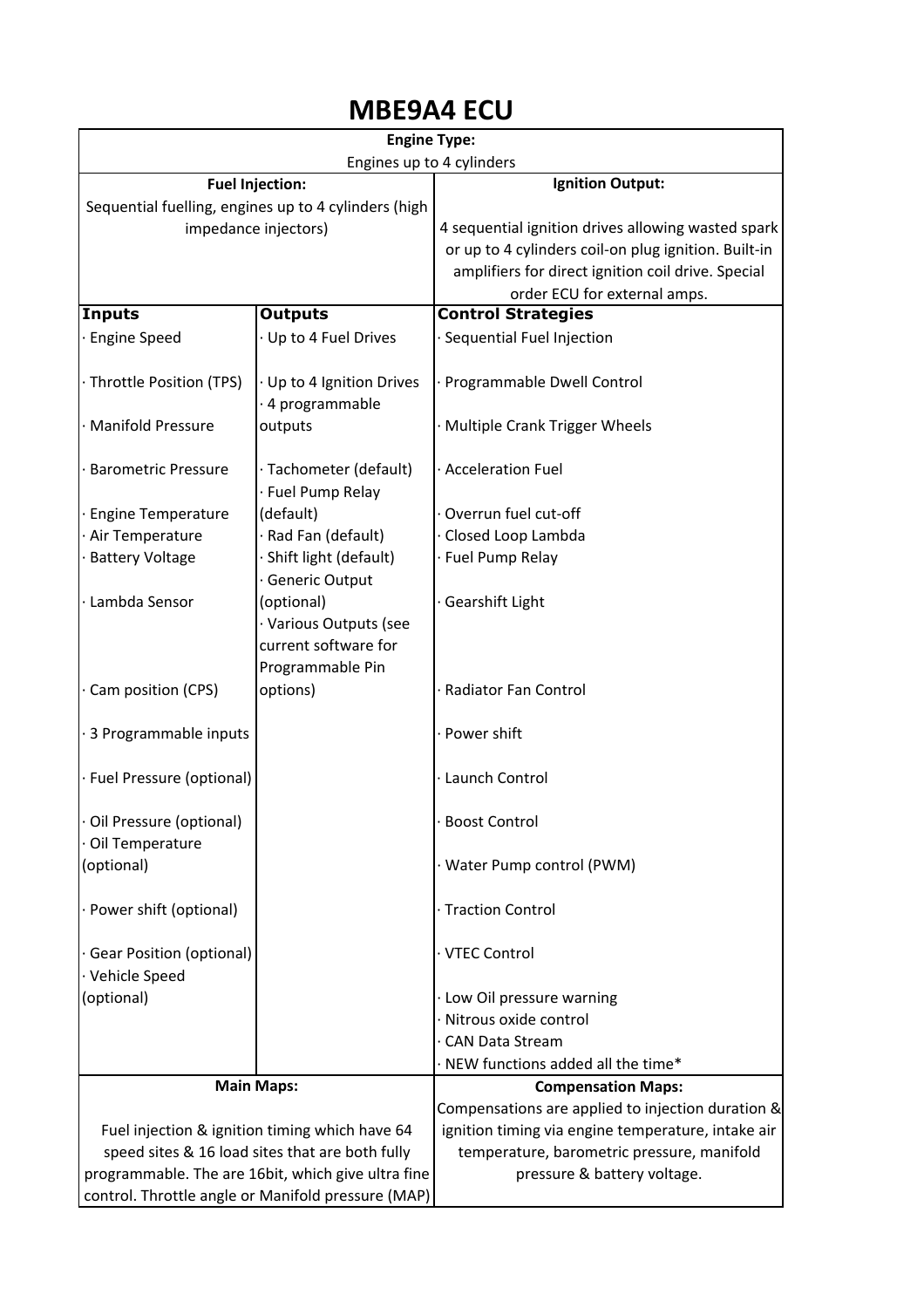# MBE9A4 ECU

**Engine Type:**

Engines up to 4 cylinders

| **Fuel Injection:** | **Ignition Output:** |
|---|---|
| Sequential fuelling, engines up to 4 cylinders (high impedance injectors) | 4 sequential ignition drives allowing wasted spark or up to 4 cylinders coil-on plug ignition. Built-in amplifiers for direct ignition coil drive. Special order ECU for external amps. |

| **Inputs** | **Outputs** | **Control Strategies** |
|---|---|---|
| · Engine Speed | · Up to 4 Fuel Drives | · Sequential Fuel Injection |
| · Throttle Position (TPS) | · Up to 4 Ignition Drives | · Programmable Dwell Control |
| · Manifold Pressure | · 4 programmable outputs | · Multiple Crank Trigger Wheels |
| · Barometric Pressure | · Tachometer (default) | · Acceleration Fuel |
| · Engine Temperature | · Fuel Pump Relay (default) | · Overrun fuel cut-off |
| · Air Temperature | · Rad Fan (default) | · Closed Loop Lambda |
| · Battery Voltage | · Shift light (default) | · Fuel Pump Relay |
| · Lambda Sensor | · Generic Output (optional) | · Gearshift Light |
| · Cam position (CPS) | · Various Outputs (see current software for Programmable Pin options) | · Radiator Fan Control |
| · 3 Programmable inputs | | · Power shift |
| · Fuel Pressure (optional) | | · Launch Control |
| · Oil Pressure (optional) | | · Boost Control |
| · Oil Temperature (optional) | | · Water Pump control (PWM) |
| · Power shift (optional) | | · Traction Control |
| · Gear Position (optional) | | · VTEC Control |
| · Vehicle Speed (optional) | | · Low Oil pressure warning |
| | | · Nitrous oxide control |
| | | · CAN Data Stream |
| | | · NEW functions added all the time* |

| **Main Maps:** | **Compensation Maps:** |
|---|---|
| Fuel injection & ignition timing which have 64 speed sites & 16 load sites that are both fully programmable. The are 16bit, which give ultra fine control. Throttle angle or Manifold pressure (MAP) | Compensations are applied to injection duration & ignition timing via engine temperature, intake air temperature, barometric pressure, manifold pressure & battery voltage. |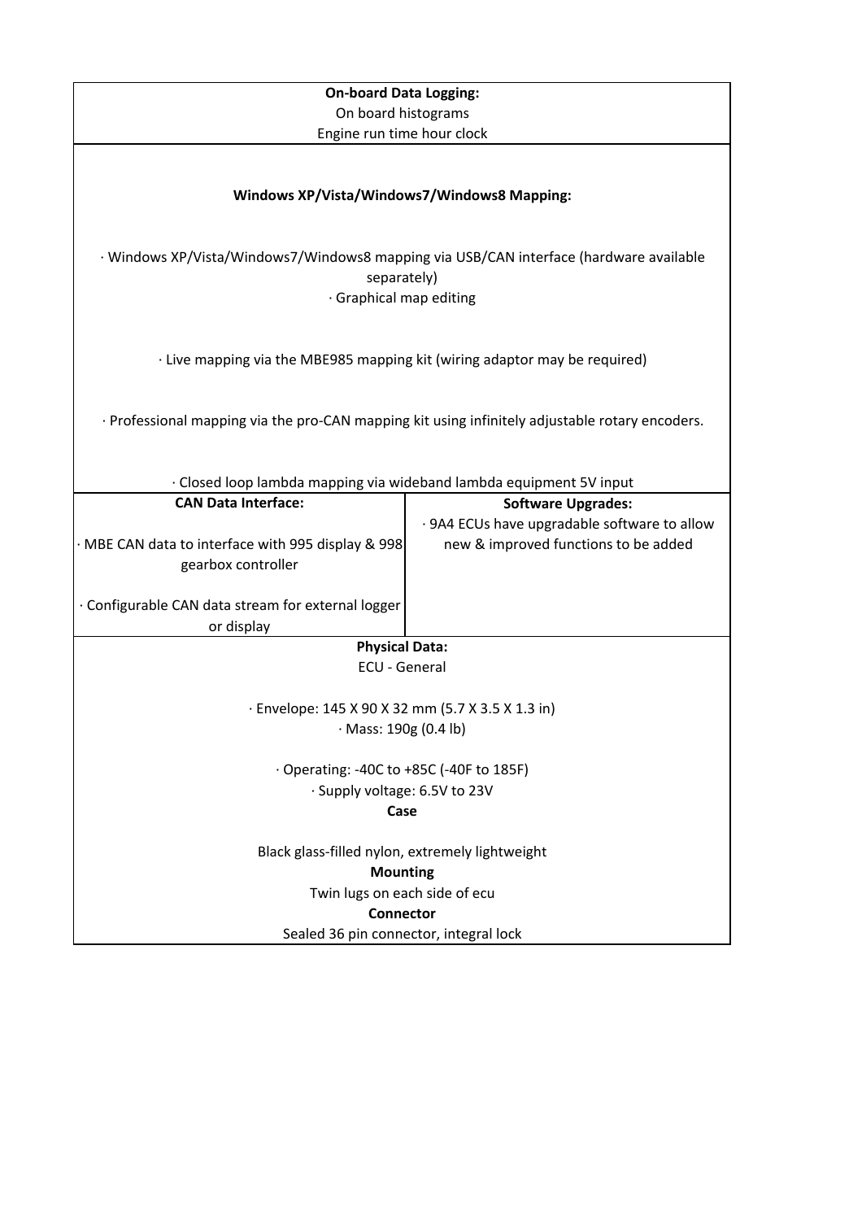**On-board Data Logging:**

On board histograms

Engine run time hour clock

**Windows XP/Vista/Windows7/Windows8 Mapping:**

· Windows XP/Vista/Windows7/Windows8 mapping via USB/CAN interface (hardware available separately)

· Graphical map editing

· Live mapping via the MBE985 mapping kit (wiring adaptor may be required)

· Professional mapping via the pro-CAN mapping kit using infinitely adjustable rotary encoders.

· Closed loop lambda mapping via wideband lambda equipment 5V input

| **CAN Data Interface:** | **Software Upgrades:** |
|---|---|
| · MBE CAN data to interface with 995 display & 998 gearbox controller<br><br>· Configurable CAN data stream for external logger or display | · 9A4 ECUs have upgradable software to allow new & improved functions to be added |

**Physical Data:**

ECU - General

· Envelope: 145 X 90 X 32 mm (5.7 X 3.5 X 1.3 in)

· Mass: 190g (0.4 lb)

· Operating: -40C to +85C (-40F to 185F)

· Supply voltage: 6.5V to 23V

**Case**

Black glass-filled nylon, extremely lightweight

**Mounting**

Twin lugs on each side of ecu

**Connector**

Sealed 36 pin connector, integral lock